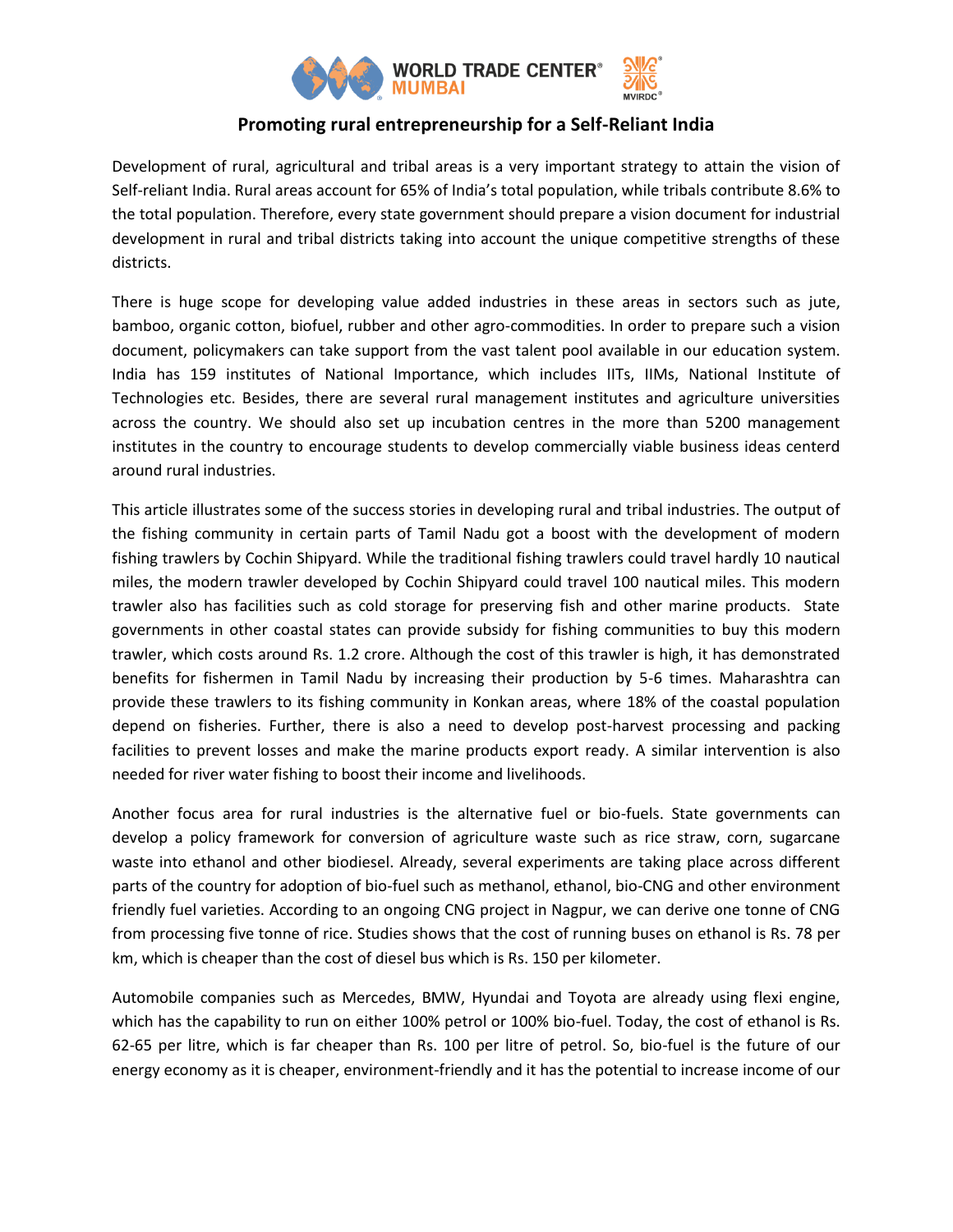# Promoting rural entrepreneurship for a Self-Reliant India

Development of rural, agricultural and tribal areas is a very important strategy to attain the vision of Self-reliant India. Rural areas account for 65% of India's total population, while tribals contribute 8.6% to the total population. Therefore, every state government should prepare a vision document for industrial development in rural and tribal districts taking into account the unique competitive strengths of these districts.

There is huge scope for developing value added industries in these areas in sectors such as jute, bamboo, organic cotton, biofuel, rubber and other agro-commodities. In order to prepare such a vision document, policymakers can take support from the vast talent pool available in our education system. India has 159 institutes of National Importance, which includes IITs, IIMs, National Institute of Technologies etc. Besides, there are several rural management institutes and agriculture universities across the country. We should also set up incubation centres in the more than 5200 management institutes in the country to encourage students to develop commercially viable business ideas centerd around rural industries.

This article illustrates some of the success stories in developing rural and tribal industries. The output of the fishing community in certain parts of Tamil Nadu got a boost with the development of modern fishing trawlers by Cochin Shipyard. While the traditional fishing trawlers could travel hardly 10 nautical miles, the modern trawler developed by Cochin Shipyard could travel 100 nautical miles. This modern trawler also has facilities such as cold storage for preserving fish and other marine products. State governments in other coastal states can provide subsidy for fishing communities to buy this modern trawler, which costs around Rs. 1.2 crore. Although the cost of this trawler is high, it has demonstrated benefits for fishermen in Tamil Nadu by increasing their production by 5-6 times. Maharashtra can provide these trawlers to its fishing community in Konkan areas, where 18% of the coastal population depend on fisheries. Further, there is also a need to develop post-harvest processing and packing facilities to prevent losses and make the marine products export ready. A similar intervention is also needed for river water fishing to boost their income and livelihoods.

Another focus area for rural industries is the alternative fuel or bio-fuels. State governments can develop a policy framework for conversion of agriculture waste such as rice straw, corn, sugarcane waste into ethanol and other biodiesel. Already, several experiments are taking place across different parts of the country for adoption of bio-fuel such as methanol, ethanol, bio-CNG and other environment friendly fuel varieties. According to an ongoing CNG project in Nagpur, we can derive one tonne of CNG from processing five tonne of rice. Studies shows that the cost of running buses on ethanol is Rs. 78 per km, which is cheaper than the cost of diesel bus which is Rs. 150 per kilometer.

Automobile companies such as Mercedes, BMW, Hyundai and Toyota are already using flexi engine, which has the capability to run on either 100% petrol or 100% bio-fuel. Today, the cost of ethanol is Rs. 62-65 per litre, which is far cheaper than Rs. 100 per litre of petrol. So, bio-fuel is the future of our energy economy as it is cheaper, environment-friendly and it has the potential to increase income of our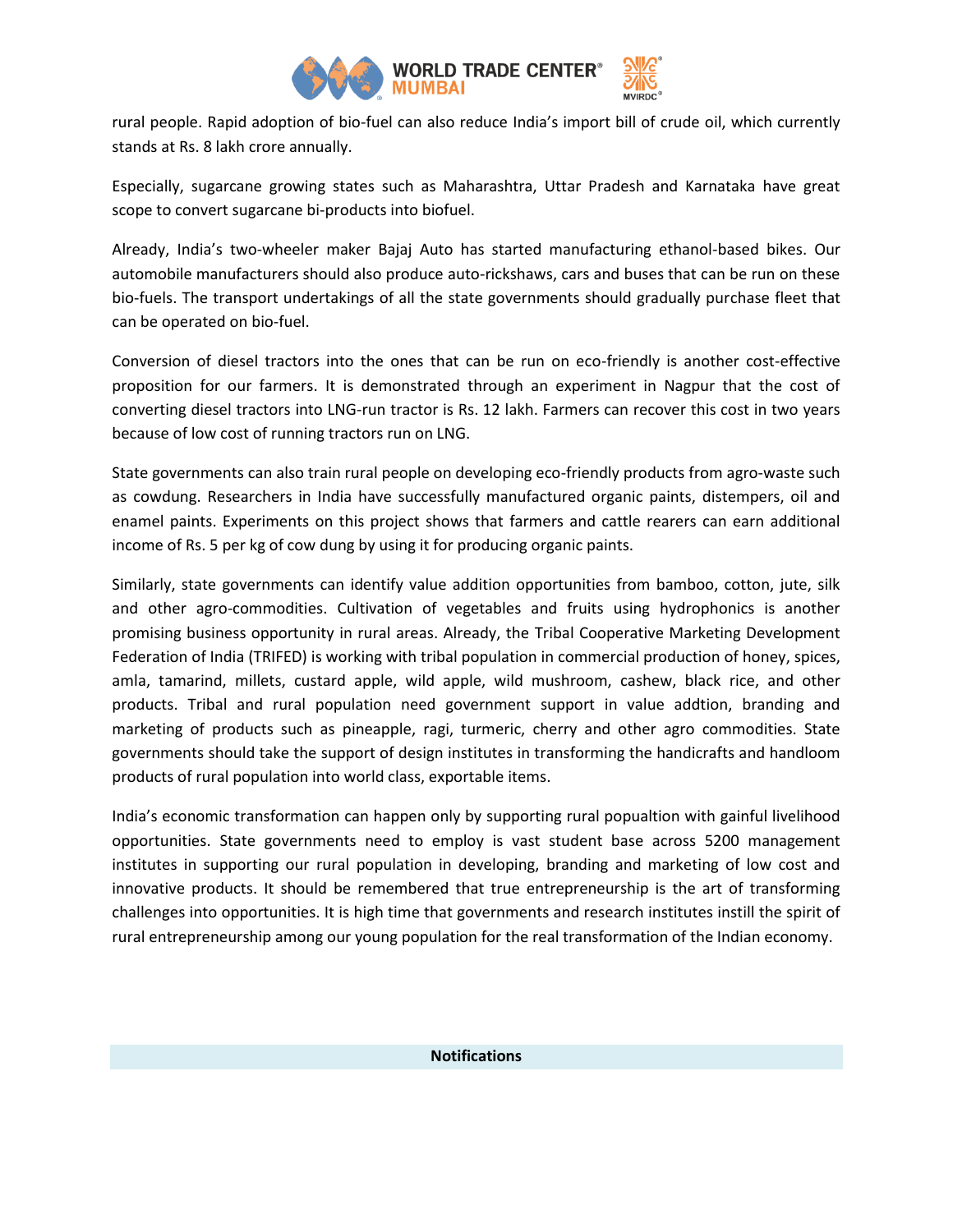rural people. Rapid adoption of bio-fuel can also reduce India's import bill of crude oil, which currently stands at Rs. 8 lakh crore annually.

Especially, sugarcane growing states such as Maharashtra, Uttar Pradesh and Karnataka have great scope to convert sugarcane bi-products into biofuel.

Already, India's two-wheeler maker Bajaj Auto has started manufacturing ethanol-based bikes. Our automobile manufacturers should also produce auto-rickshaws, cars and buses that can be run on these bio-fuels. The transport undertakings of all the state governments should gradually purchase fleet that can be operated on bio-fuel.

Conversion of diesel tractors into the ones that can be run on eco-friendly is another cost-effective proposition for our farmers. It is demonstrated through an experiment in Nagpur that the cost of converting diesel tractors into LNG-run tractor is Rs. 12 lakh. Farmers can recover this cost in two years because of low cost of running tractors run on LNG.

State governments can also train rural people on developing eco-friendly products from agro-waste such as cowdung. Researchers in India have successfully manufactured organic paints, distempers, oil and enamel paints. Experiments on this project shows that farmers and cattle rearers can earn additional income of Rs. 5 per kg of cow dung by using it for producing organic paints.

Similarly, state governments can identify value addition opportunities from bamboo, cotton, jute, silk and other agro-commodities. Cultivation of vegetables and fruits using hydrophonics is another promising business opportunity in rural areas. Already, the Tribal Cooperative Marketing Development Federation of India (TRIFED) is working with tribal population in commercial production of honey, spices, amla, tamarind, millets, custard apple, wild apple, wild mushroom, cashew, black rice, and other products. Tribal and rural population need government support in value addtion, branding and marketing of products such as pineapple, ragi, turmeric, cherry and other agro commodities. State governments should take the support of design institutes in transforming the handicrafts and handloom products of rural population into world class, exportable items.

India's economic transformation can happen only by supporting rural popualtion with gainful livelihood opportunities. State governments need to employ is vast student base across 5200 management institutes in supporting our rural population in developing, branding and marketing of low cost and innovative products. It should be remembered that true entrepreneurship is the art of transforming challenges into opportunities. It is high time that governments and research institutes instill the spirit of rural entrepreneurship among our young population for the real transformation of the Indian economy.

**Notifications**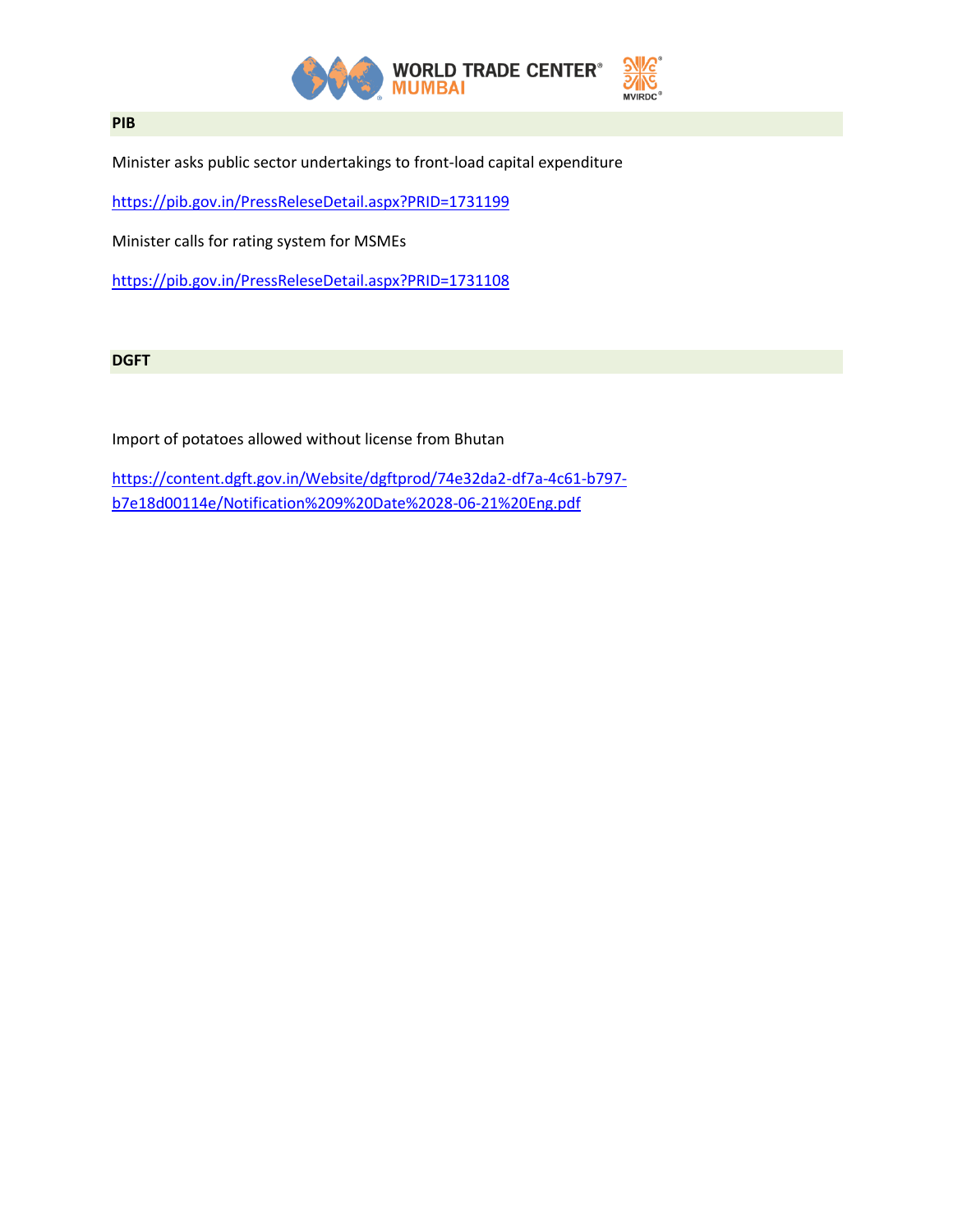## PIB

Minister asks public sector undertakings to front-load capital expenditure

https://pib.gov.in/PressReleseDetail.aspx?PRID=1731199

Minister calls for rating system for MSMEs

https://pib.gov.in/PressReleseDetail.aspx?PRID=1731108

## DGFT

Import of potatoes allowed without license from Bhutan

https://content.dgft.gov.in/Website/dgftprod/74e32da2-df7a-4c61-b797-b7e18d00114e/Notification%209%20Date%2028-06-21%20Eng.pdf